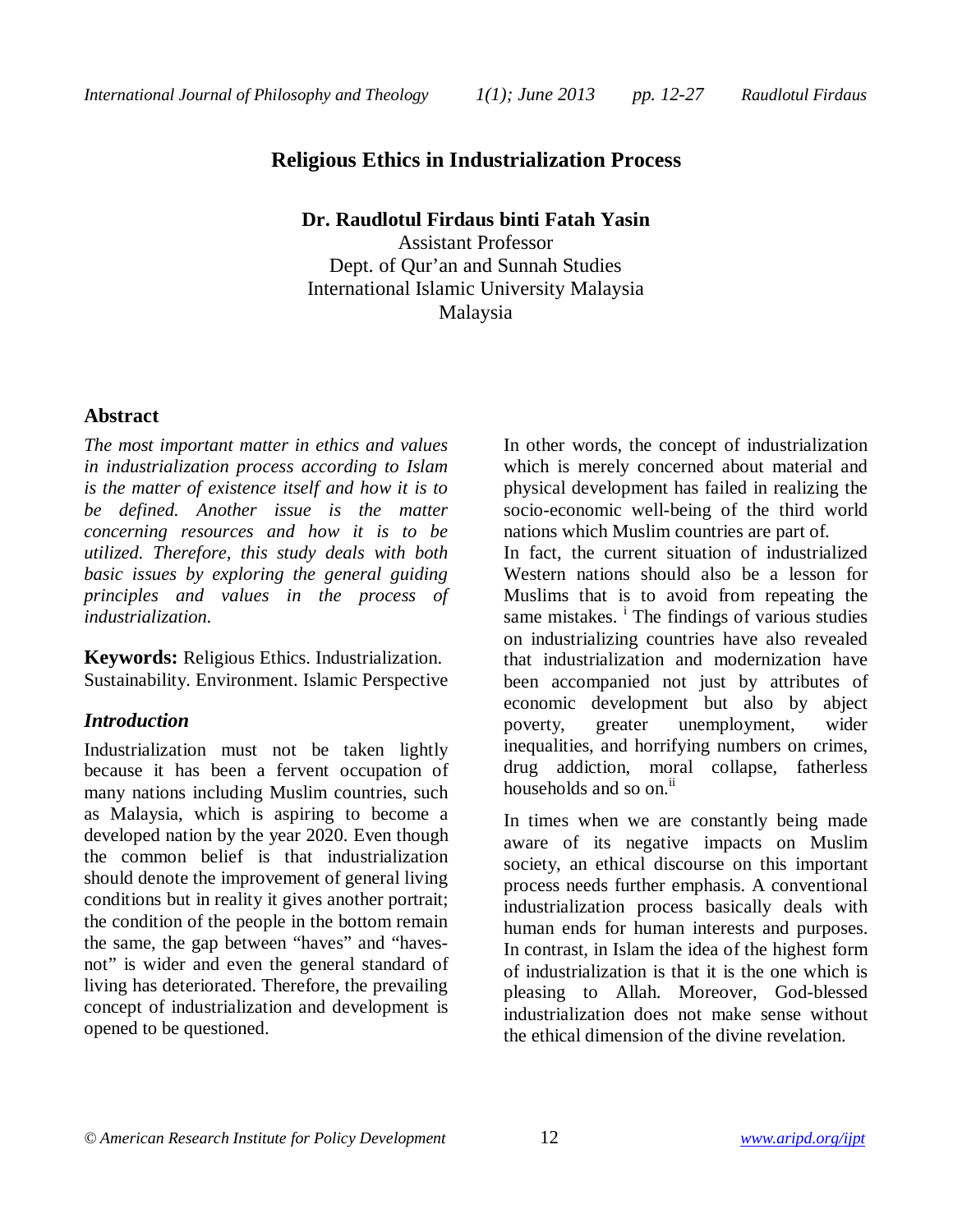# Religious Ethics in Industrialization Process

**Dr. Raudlotul Firdaus binti Fatah Yasin**
Assistant Professor
Dept. of Qur'an and Sunnah Studies
International Islamic University Malaysia
Malaysia

## Abstract

*The most important matter in ethics and values in industrialization process according to Islam is the matter of existence itself and how it is to be defined. Another issue is the matter concerning resources and how it is to be utilized. Therefore, this study deals with both basic issues by exploring the general guiding principles and values in the process of industrialization.*

**Keywords:** Religious Ethics. Industrialization. Sustainability. Environment. Islamic Perspective

## *Introduction*

Industrialization must not be taken lightly because it has been a fervent occupation of many nations including Muslim countries, such as Malaysia, which is aspiring to become a developed nation by the year 2020. Even though the common belief is that industrialization should denote the improvement of general living conditions but in reality it gives another portrait; the condition of the people in the bottom remain the same, the gap between "haves" and "haves-not" is wider and even the general standard of living has deteriorated. Therefore, the prevailing concept of industrialization and development is opened to be questioned.

In other words, the concept of industrialization which is merely concerned about material and physical development has failed in realizing the socio-economic well-being of the third world nations which Muslim countries are part of.
In fact, the current situation of industrialized Western nations should also be a lesson for Muslims that is to avoid from repeating the same mistakes. [i] The findings of various studies on industrializing countries have also revealed that industrialization and modernization have been accompanied not just by attributes of economic development but also by abject poverty, greater unemployment, wider inequalities, and horrifying numbers on crimes, drug addiction, moral collapse, fatherless households and so on.[ii]

In times when we are constantly being made aware of its negative impacts on Muslim society, an ethical discourse on this important process needs further emphasis. A conventional industrialization process basically deals with human ends for human interests and purposes. In contrast, in Islam the idea of the highest form of industrialization is that it is the one which is pleasing to Allah. Moreover, God-blessed industrialization does not make sense without the ethical dimension of the divine revelation.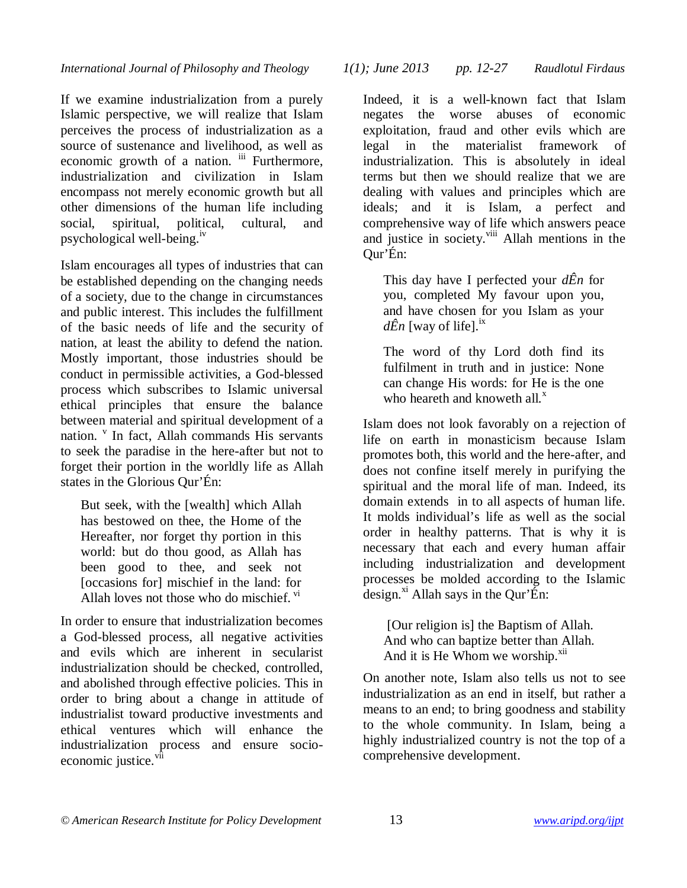If we examine industrialization from a purely Islamic perspective, we will realize that Islam perceives the process of industrialization as a source of sustenance and livelihood, as well as economic growth of a nation. [iii] Furthermore, industrialization and civilization in Islam encompass not merely economic growth but all other dimensions of the human life including social, spiritual, political, cultural, and psychological well-being.[iv]

Islam encourages all types of industries that can be established depending on the changing needs of a society, due to the change in circumstances and public interest. This includes the fulfillment of the basic needs of life and the security of nation, at least the ability to defend the nation. Mostly important, those industries should be conduct in permissible activities, a God-blessed process which subscribes to Islamic universal ethical principles that ensure the balance between material and spiritual development of a nation. [v] In fact, Allah commands His servants to seek the paradise in the here-after but not to forget their portion in the worldly life as Allah states in the Glorious Qur'Én:

> But seek, with the [wealth] which Allah has bestowed on thee, the Home of the Hereafter, nor forget thy portion in this world: but do thou good, as Allah has been good to thee, and seek not [occasions for] mischief in the land: for Allah loves not those who do mischief. [vi]

In order to ensure that industrialization becomes a God-blessed process, all negative activities and evils which are inherent in secularist industrialization should be checked, controlled, and abolished through effective policies. This in order to bring about a change in attitude of industrialist toward productive investments and ethical ventures which will enhance the industrialization process and ensure socio-economic justice.[vii]

Indeed, it is a well-known fact that Islam negates the worse abuses of economic exploitation, fraud and other evils which are legal in the materialist framework of industrialization. This is absolutely in ideal terms but then we should realize that we are dealing with values and principles which are ideals; and it is Islam, a perfect and comprehensive way of life which answers peace and justice in society.[viii] Allah mentions in the Qur'Én:

> This day have I perfected your *dÊn* for you, completed My favour upon you, and have chosen for you Islam as your *dÊn* [way of life].[ix]
>
> The word of thy Lord doth find its fulfilment in truth and in justice: None can change His words: for He is the one who heareth and knoweth all.[x]

Islam does not look favorably on a rejection of life on earth in monasticism because Islam promotes both, this world and the here-after, and does not confine itself merely in purifying the spiritual and the moral life of man. Indeed, its domain extends in to all aspects of human life. It molds individual's life as well as the social order in healthy patterns. That is why it is necessary that each and every human affair including industrialization and development processes be molded according to the Islamic design.[xi] Allah says in the Qur'Én:

> [Our religion is] the Baptism of Allah.
> And who can baptize better than Allah.
> And it is He Whom we worship.[xii]

On another note, Islam also tells us not to see industrialization as an end in itself, but rather a means to an end; to bring goodness and stability to the whole community. In Islam, being a highly industrialized country is not the top of a comprehensive development.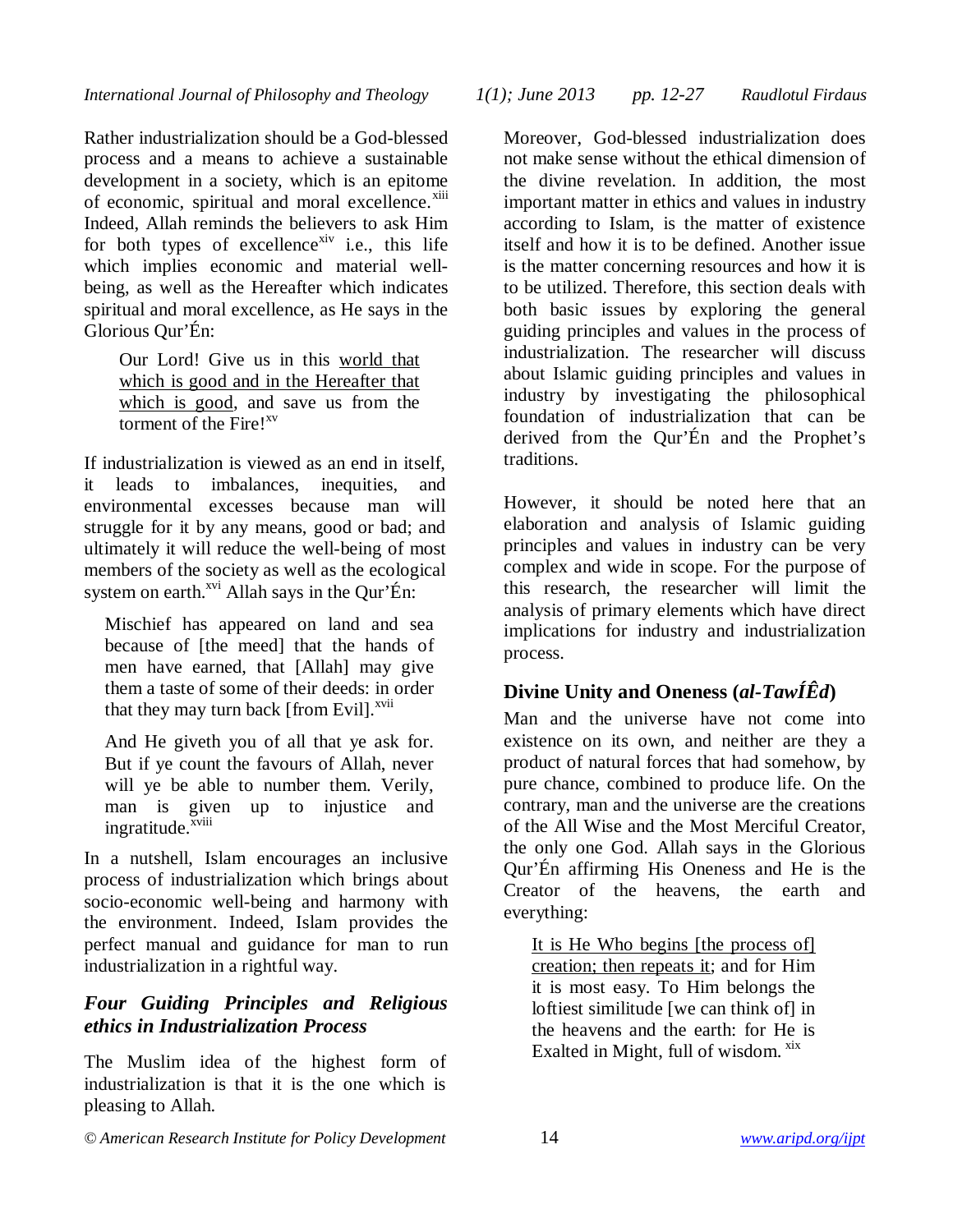Rather industrialization should be a God-blessed process and a means to achieve a sustainable development in a society, which is an epitome of economic, spiritual and moral excellence.[xiii] Indeed, Allah reminds the believers to ask Him for both types of excellence[xiv] i.e., this life which implies economic and material well-being, as well as the Hereafter which indicates spiritual and moral excellence, as He says in the Glorious Qur'Én:

> Our Lord! Give us in this world that which is good and in the Hereafter that which is good, and save us from the torment of the Fire![xv]

If industrialization is viewed as an end in itself, it leads to imbalances, inequities, and environmental excesses because man will struggle for it by any means, good or bad; and ultimately it will reduce the well-being of most members of the society as well as the ecological system on earth.[xvi] Allah says in the Qur'Én:

> Mischief has appeared on land and sea because of [the meed] that the hands of men have earned, that [Allah] may give them a taste of some of their deeds: in order that they may turn back [from Evil].[xvii]

> And He giveth you of all that ye ask for. But if ye count the favours of Allah, never will ye be able to number them. Verily, man is given up to injustice and ingratitude.[xviii]

In a nutshell, Islam encourages an inclusive process of industrialization which brings about socio-economic well-being and harmony with the environment. Indeed, Islam provides the perfect manual and guidance for man to run industrialization in a rightful way.

## *Four Guiding Principles and Religious ethics in Industrialization Process*

The Muslim idea of the highest form of industrialization is that it is the one which is pleasing to Allah.

Moreover, God-blessed industrialization does not make sense without the ethical dimension of the divine revelation. In addition, the most important matter in ethics and values in industry according to Islam, is the matter of existence itself and how it is to be defined. Another issue is the matter concerning resources and how it is to be utilized. Therefore, this section deals with both basic issues by exploring the general guiding principles and values in the process of industrialization. The researcher will discuss about Islamic guiding principles and values in industry by investigating the philosophical foundation of industrialization that can be derived from the Qur'Én and the Prophet's traditions.

However, it should be noted here that an elaboration and analysis of Islamic guiding principles and values in industry can be very complex and wide in scope. For the purpose of this research, the researcher will limit the analysis of primary elements which have direct implications for industry and industrialization process.

### Divine Unity and Oneness (*al-TawÍÊd*)

Man and the universe have not come into existence on its own, and neither are they a product of natural forces that had somehow, by pure chance, combined to produce life. On the contrary, man and the universe are the creations of the All Wise and the Most Merciful Creator, the only one God. Allah says in the Glorious Qur'Én affirming His Oneness and He is the Creator of the heavens, the earth and everything:

> It is He Who begins [the process of] creation; then repeats it; and for Him it is most easy. To Him belongs the loftiest similitude [we can think of] in the heavens and the earth: for He is Exalted in Might, full of wisdom.[xix]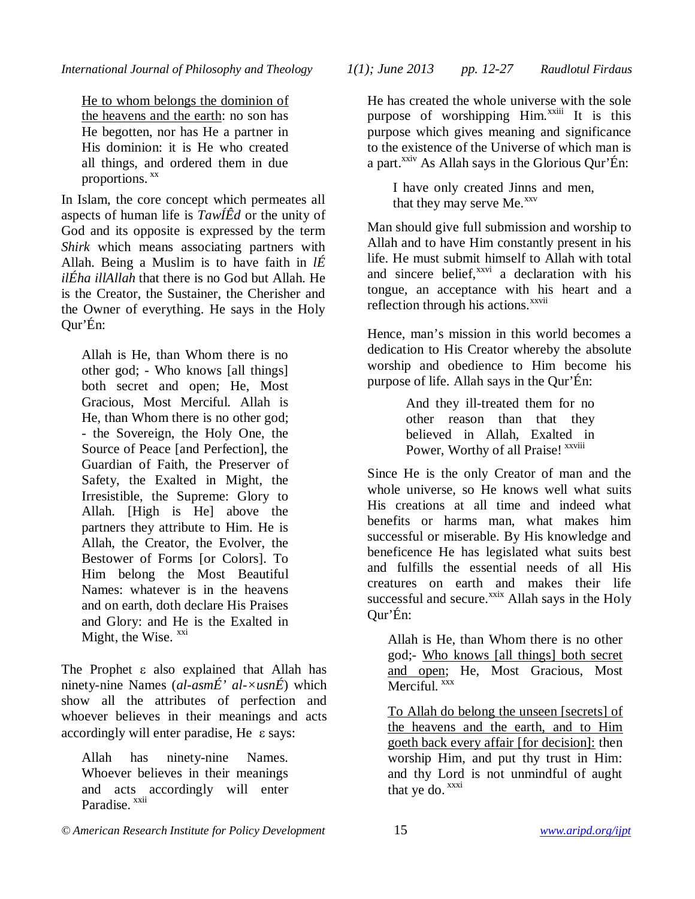<u>He to whom belongs the dominion of the heavens and the earth</u>: no son has He begotten, nor has He a partner in His dominion: it is He who created all things, and ordered them in due proportions. [xx]

In Islam, the core concept which permeates all aspects of human life is *TawÍÊd* or the unity of God and its opposite is expressed by the term *Shirk* which means associating partners with Allah. Being a Muslim is to have faith in *lÉ ilÉha illAllah* that there is no God but Allah. He is the Creator, the Sustainer, the Cherisher and the Owner of everything. He says in the Holy Qur'Én:

> Allah is He, than Whom there is no other god; - Who knows [all things] both secret and open; He, Most Gracious, Most Merciful. Allah is He, than Whom there is no other god; - the Sovereign, the Holy One, the Source of Peace [and Perfection], the Guardian of Faith, the Preserver of Safety, the Exalted in Might, the Irresistible, the Supreme: Glory to Allah. [High is He] above the partners they attribute to Him. He is Allah, the Creator, the Evolver, the Bestower of Forms [or Colors]. To Him belong the Most Beautiful Names: whatever is in the heavens and on earth, doth declare His Praises and Glory: and He is the Exalted in Might, the Wise. [xxi]

The Prophet ε also explained that Allah has ninety-nine Names (*al-asmÉ' al-×usnÉ*) which show all the attributes of perfection and whoever believes in their meanings and acts accordingly will enter paradise, He ε says:

> Allah has ninety-nine Names. Whoever believes in their meanings and acts accordingly will enter Paradise. [xxii]

He has created the whole universe with the sole purpose of worshipping Him.[xxiii] It is this purpose which gives meaning and significance to the existence of the Universe of which man is a part.[xxiv] As Allah says in the Glorious Qur'Én:

> I have only created Jinns and men, that they may serve Me.[xxv]

Man should give full submission and worship to Allah and to have Him constantly present in his life. He must submit himself to Allah with total and sincere belief,[xxvi] a declaration with his tongue, an acceptance with his heart and a reflection through his actions.[xxvii]

Hence, man's mission in this world becomes a dedication to His Creator whereby the absolute worship and obedience to Him become his purpose of life. Allah says in the Qur'Én:

> And they ill-treated them for no other reason than that they believed in Allah, Exalted in Power, Worthy of all Praise! [xxviii]

Since He is the only Creator of man and the whole universe, so He knows well what suits His creations at all time and indeed what benefits or harms man, what makes him successful or miserable. By His knowledge and beneficence He has legislated what suits best and fulfills the essential needs of all His creatures on earth and makes their life successful and secure.[xxix] Allah says in the Holy Qur'Én:

> Allah is He, than Whom there is no other god;- <u>Who knows [all things] both secret and open</u>; He, Most Gracious, Most Merciful. [xxx]
>
> <u>To Allah do belong the unseen [secrets] of the heavens and the earth, and to Him goeth back every affair [for decision]:</u> then worship Him, and put thy trust in Him: and thy Lord is not unmindful of aught that ye do. [xxxi]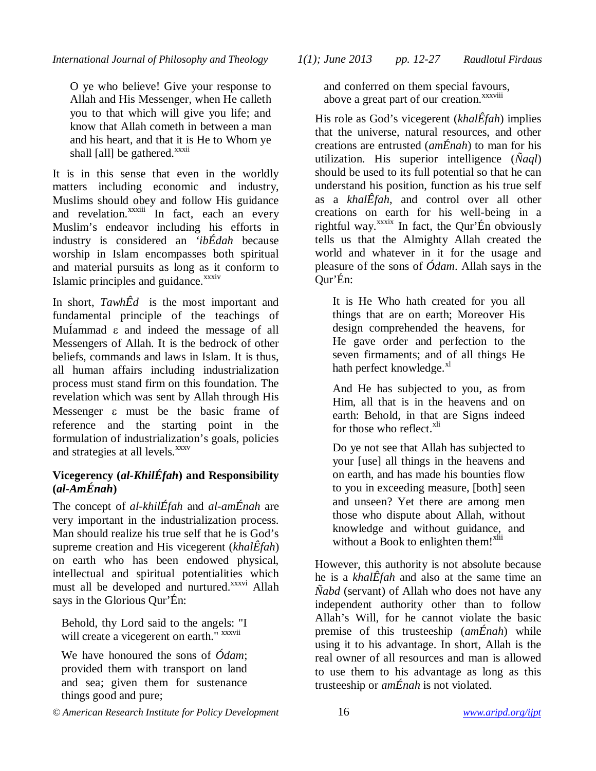> O ye who believe! Give your response to Allah and His Messenger, when He calleth you to that which will give you life; and know that Allah cometh in between a man and his heart, and that it is He to Whom ye shall [all] be gathered.[xxxii]

It is in this sense that even in the worldly matters including economic and industry, Muslims should obey and follow His guidance and revelation.[xxxiii] In fact, each an every Muslim's endeavor including his efforts in industry is considered an *'ibÉdah* because worship in Islam encompasses both spiritual and material pursuits as long as it conform to Islamic principles and guidance.[xxxiv]

In short, *TawhÊd* is the most important and fundamental principle of the teachings of MuÍammad ε and indeed the message of all Messengers of Allah. It is the bedrock of other beliefs, commands and laws in Islam. It is thus, all human affairs including industrialization process must stand firm on this foundation. The revelation which was sent by Allah through His Messenger ε must be the basic frame of reference and the starting point in the formulation of industrialization's goals, policies and strategies at all levels.[xxxv]

### Vicegerency (*al-KhilÉfah*) and Responsibility (*al-AmÉnah*)

The concept of *al-khilÉfah* and *al-amÉnah* are very important in the industrialization process. Man should realize his true self that he is God's supreme creation and His vicegerent (*khalÊfah*) on earth who has been endowed physical, intellectual and spiritual potentialities which must all be developed and nurtured.[xxxvi] Allah says in the Glorious Qur'Én:

> Behold, thy Lord said to the angels: "I will create a vicegerent on earth." [xxxvii]
>
> We have honoured the sons of *Ódam*; provided them with transport on land and sea; given them for sustenance things good and pure; and conferred on them special favours, above a great part of our creation.[xxxviii]

His role as God's vicegerent (*khalÊfah*) implies that the universe, natural resources, and other creations are entrusted (*amÉnah*) to man for his utilization. His superior intelligence (*Ñaql*) should be used to its full potential so that he can understand his position, function as his true self as a *khalÊfah*, and control over all other creations on earth for his well-being in a rightful way.[xxxix] In fact, the Qur'Én obviously tells us that the Almighty Allah created the world and whatever in it for the usage and pleasure of the sons of *Ódam*. Allah says in the Qur'Én:

> It is He Who hath created for you all things that are on earth; Moreover His design comprehended the heavens, for He gave order and perfection to the seven firmaments; and of all things He hath perfect knowledge.[xl]
>
> And He has subjected to you, as from Him, all that is in the heavens and on earth: Behold, in that are Signs indeed for those who reflect.[xli]
>
> Do ye not see that Allah has subjected to your [use] all things in the heavens and on earth, and has made his bounties flow to you in exceeding measure, [both] seen and unseen? Yet there are among men those who dispute about Allah, without knowledge and without guidance, and without a Book to enlighten them![xlii]

However, this authority is not absolute because he is a *khalÊfah* and also at the same time an *Ñabd* (servant) of Allah who does not have any independent authority other than to follow Allah's Will, for he cannot violate the basic premise of this trusteeship (*amÉnah*) while using it to his advantage. In short, Allah is the real owner of all resources and man is allowed to use them to his advantage as long as this trusteeship or *amÉnah* is not violated.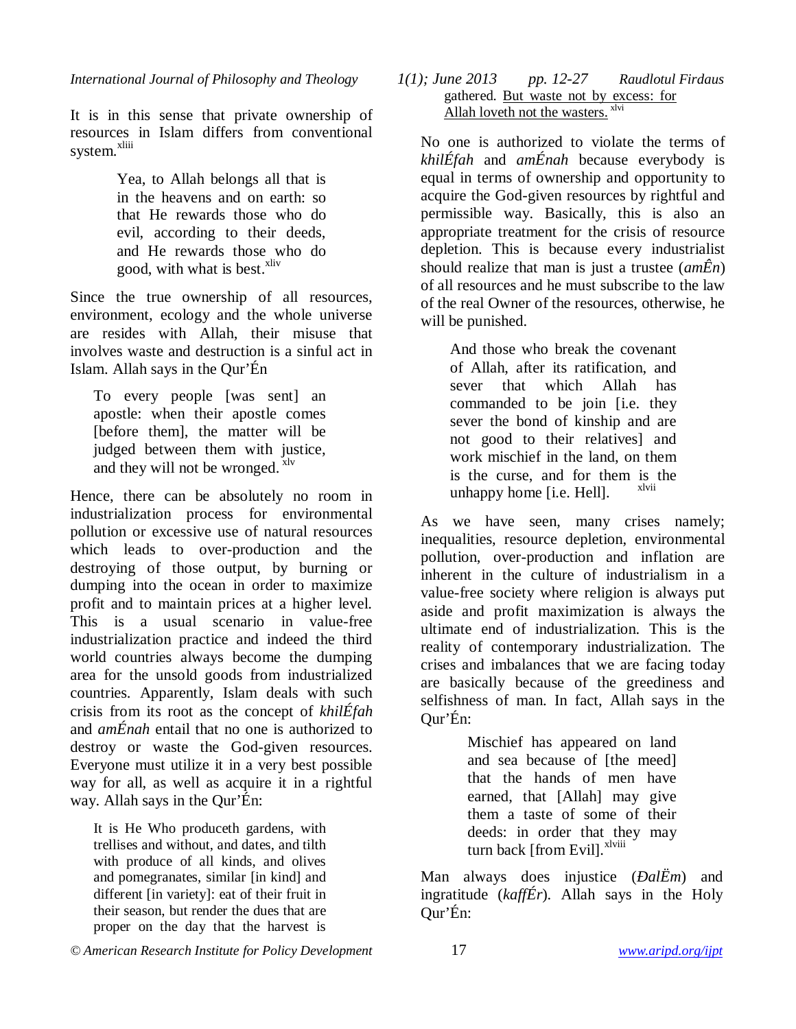It is in this sense that private ownership of resources in Islam differs from conventional system.[xliii]

> Yea, to Allah belongs all that is in the heavens and on earth: so that He rewards those who do evil, according to their deeds, and He rewards those who do good, with what is best.[xliv]

Since the true ownership of all resources, environment, ecology and the whole universe are resides with Allah, their misuse that involves waste and destruction is a sinful act in Islam. Allah says in the Qur'Én

> To every people [was sent] an apostle: when their apostle comes [before them], the matter will be judged between them with justice, and they will not be wronged.[xlv]

Hence, there can be absolutely no room in industrialization process for environmental pollution or excessive use of natural resources which leads to over-production and the destroying of those output, by burning or dumping into the ocean in order to maximize profit and to maintain prices at a higher level. This is a usual scenario in value-free industrialization practice and indeed the third world countries always become the dumping area for the unsold goods from industrialized countries. Apparently, Islam deals with such crisis from its root as the concept of *khilÉfah* and *amÉnah* entail that no one is authorized to destroy or waste the God-given resources. Everyone must utilize it in a very best possible way for all, as well as acquire it in a rightful way. Allah says in the Qur'Én:

> It is He Who produceth gardens, with trellises and without, and dates, and tilth with produce of all kinds, and olives and pomegranates, similar [in kind] and different [in variety]: eat of their fruit in their season, but render the dues that are proper on the day that the harvest is gathered. But waste not by excess: for Allah loveth not the wasters.[xlvi]

No one is authorized to violate the terms of *khilÉfah* and *amÉnah* because everybody is equal in terms of ownership and opportunity to acquire the God-given resources by rightful and permissible way. Basically, this is also an appropriate treatment for the crisis of resource depletion. This is because every industrialist should realize that man is just a trustee (*amÊn*) of all resources and he must subscribe to the law of the real Owner of the resources, otherwise, he will be punished.

> And those who break the covenant of Allah, after its ratification, and sever that which Allah has commanded to be join [i.e. they sever the bond of kinship and are not good to their relatives] and work mischief in the land, on them is the curse, and for them is the unhappy home [i.e. Hell].[xlvii]

As we have seen, many crises namely; inequalities, resource depletion, environmental pollution, over-production and inflation are inherent in the culture of industrialism in a value-free society where religion is always put aside and profit maximization is always the ultimate end of industrialization. This is the reality of contemporary industrialization. The crises and imbalances that we are facing today are basically because of the greediness and selfishness of man. In fact, Allah says in the Qur'Én:

> Mischief has appeared on land and sea because of [the meed] that the hands of men have earned, that [Allah] may give them a taste of some of their deeds: in order that they may turn back [from Evil].[xlviii]

Man always does injustice (*ÐalËm*) and ingratitude (*kaffÉr*). Allah says in the Holy Qur'Én: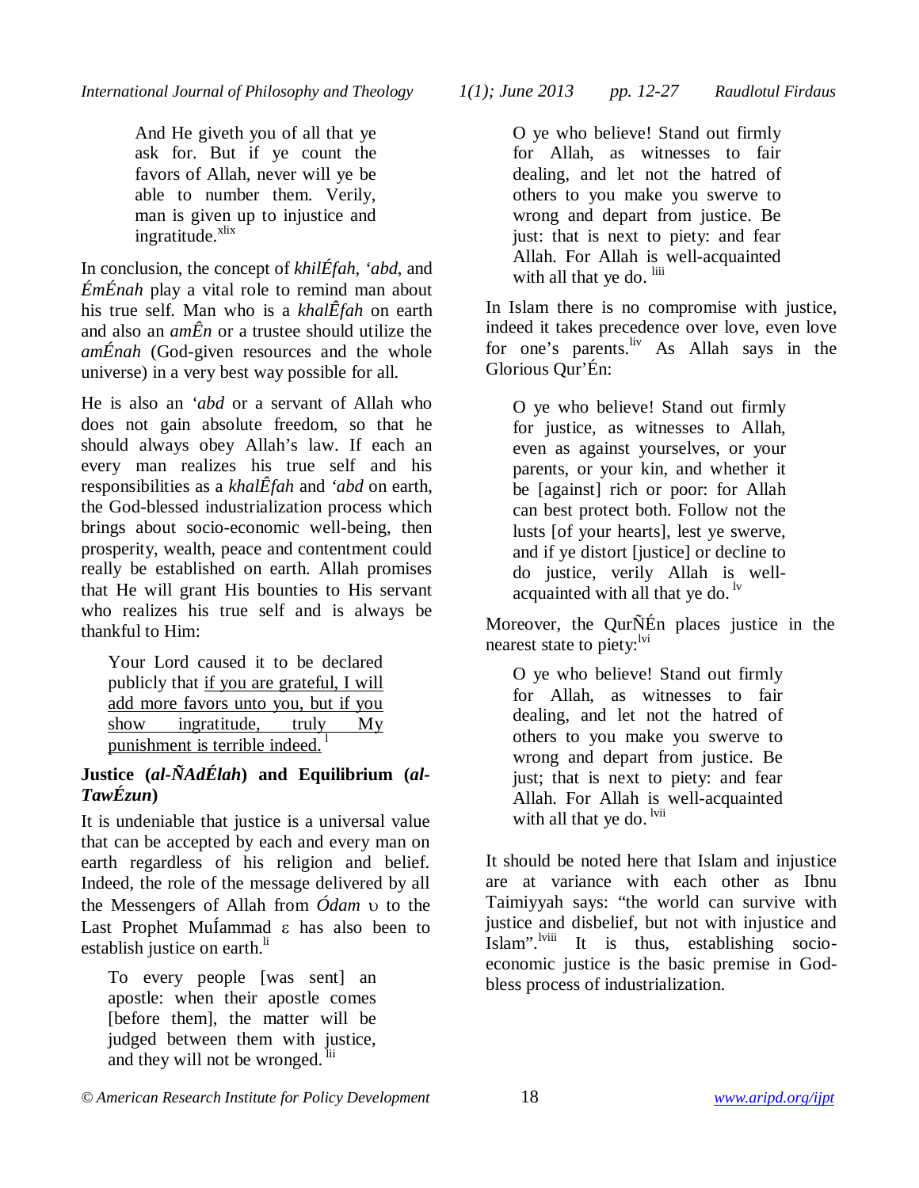> And He giveth you of all that ye ask for. But if ye count the favors of Allah, never will ye be able to number them. Verily, man is given up to injustice and ingratitude.[xlix]

In conclusion, the concept of *khilÉfah*, *'abd,* and *ÉmÉnah* play a vital role to remind man about his true self. Man who is a *khalÊfah* on earth and also an *amÊn* or a trustee should utilize the *amÉnah* (God-given resources and the whole universe) in a very best way possible for all.

He is also an *'abd* or a servant of Allah who does not gain absolute freedom, so that he should always obey Allah's law. If each an every man realizes his true self and his responsibilities as a *khalÊfah* and *'abd* on earth, the God-blessed industrialization process which brings about socio-economic well-being, then prosperity, wealth, peace and contentment could really be established on earth. Allah promises that He will grant His bounties to His servant who realizes his true self and is always be thankful to Him:

> Your Lord caused it to be declared publicly that <u>if you are grateful, I will add more favors unto you, but if you show ingratitude, truly My punishment is terrible indeed.</u>[l]

### Justice (*al-ÑAdÉlah*) and Equilibrium (*al-TawÉzun*)

It is undeniable that justice is a universal value that can be accepted by each and every man on earth regardless of his religion and belief. Indeed, the role of the message delivered by all the Messengers of Allah from *Ódam* υ to the Last Prophet MuÍammad ε has also been to establish justice on earth.[li]

> To every people [was sent] an apostle: when their apostle comes [before them], the matter will be judged between them with justice, and they will not be wronged.[lii]

> O ye who believe! Stand out firmly for Allah, as witnesses to fair dealing, and let not the hatred of others to you make you swerve to wrong and depart from justice. Be just: that is next to piety: and fear Allah. For Allah is well-acquainted with all that ye do.[liii]

In Islam there is no compromise with justice, indeed it takes precedence over love, even love for one's parents.[liv] As Allah says in the Glorious Qur'Én:

> O ye who believe! Stand out firmly for justice, as witnesses to Allah, even as against yourselves, or your parents, or your kin, and whether it be [against] rich or poor: for Allah can best protect both. Follow not the lusts [of your hearts], lest ye swerve, and if ye distort [justice] or decline to do justice, verily Allah is well-acquainted with all that ye do.[lv]

Moreover, the QurÑÉn places justice in the nearest state to piety:[lvi]

> O ye who believe! Stand out firmly for Allah, as witnesses to fair dealing, and let not the hatred of others to you make you swerve to wrong and depart from justice. Be just; that is next to piety: and fear Allah. For Allah is well-acquainted with all that ye do.[lvii]

It should be noted here that Islam and injustice are at variance with each other as Ibnu Taimiyyah says: "the world can survive with justice and disbelief, but not with injustice and Islam".[lviii] It is thus, establishing socio-economic justice is the basic premise in God-bless process of industrialization.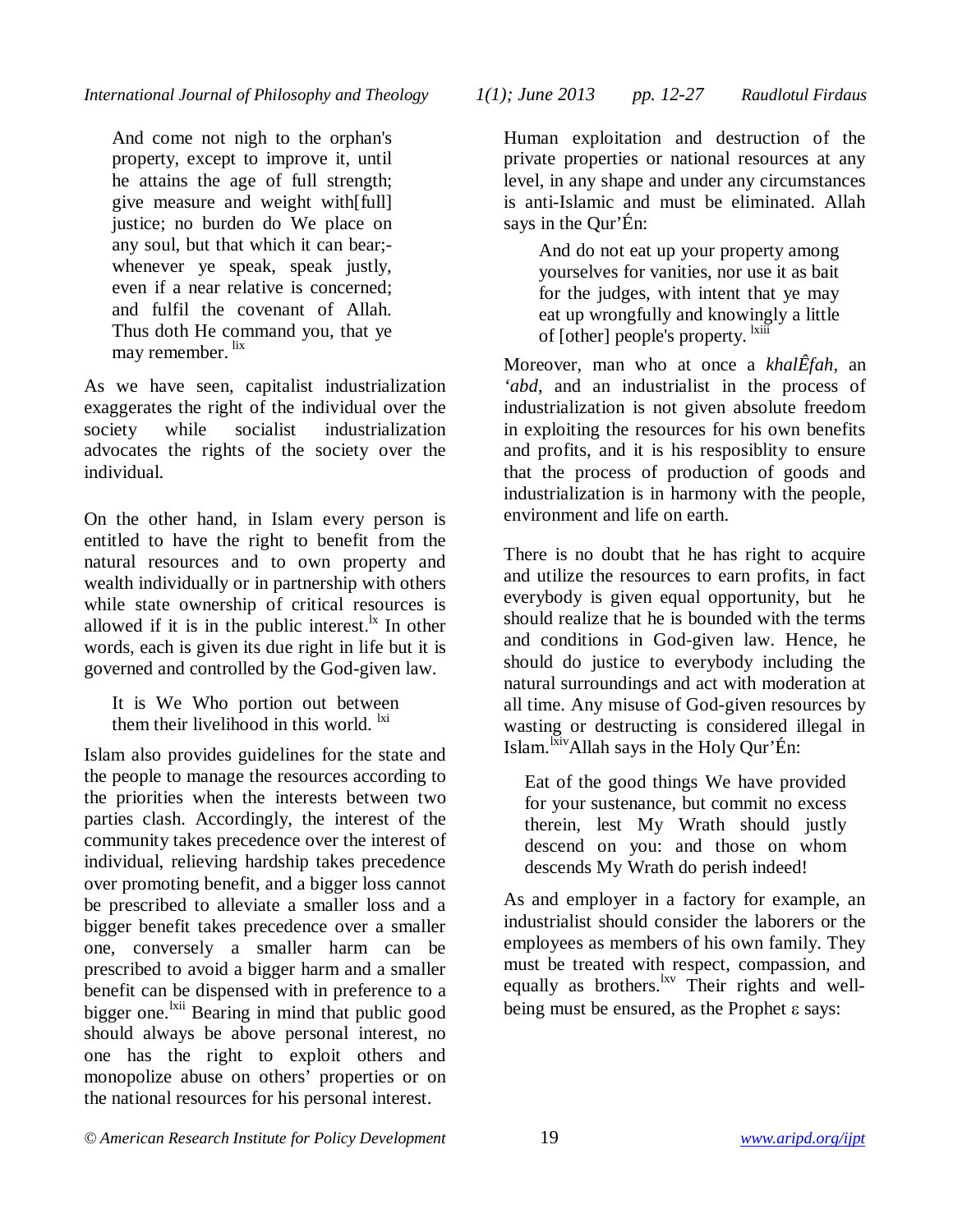> And come not nigh to the orphan's property, except to improve it, until he attains the age of full strength; give measure and weight with[full] justice; no burden do We place on any soul, but that which it can bear;- whenever ye speak, speak justly, even if a near relative is concerned; and fulfil the covenant of Allah. Thus doth He command you, that ye may remember. [lix]

As we have seen, capitalist industrialization exaggerates the right of the individual over the society while socialist industrialization advocates the rights of the society over the individual.

On the other hand, in Islam every person is entitled to have the right to benefit from the natural resources and to own property and wealth individually or in partnership with others while state ownership of critical resources is allowed if it is in the public interest.[lx] In other words, each is given its due right in life but it is governed and controlled by the God-given law.

> It is We Who portion out between them their livelihood in this world. [lxi]

Islam also provides guidelines for the state and the people to manage the resources according to the priorities when the interests between two parties clash. Accordingly, the interest of the community takes precedence over the interest of individual, relieving hardship takes precedence over promoting benefit, and a bigger loss cannot be prescribed to alleviate a smaller loss and a bigger benefit takes precedence over a smaller one, conversely a smaller harm can be prescribed to avoid a bigger harm and a smaller benefit can be dispensed with in preference to a bigger one.[lxii] Bearing in mind that public good should always be above personal interest, no one has the right to exploit others and monopolize abuse on others' properties or on the national resources for his personal interest.

Human exploitation and destruction of the private properties or national resources at any level, in any shape and under any circumstances is anti-Islamic and must be eliminated. Allah says in the Qur'Én:

> And do not eat up your property among yourselves for vanities, nor use it as bait for the judges, with intent that ye may eat up wrongfully and knowingly a little of [other] people's property. [lxiii]

Moreover, man who at once a *khalÊfah*, an *'abd*, and an industrialist in the process of industrialization is not given absolute freedom in exploiting the resources for his own benefits and profits, and it is his resposiblity to ensure that the process of production of goods and industrialization is in harmony with the people, environment and life on earth.

There is no doubt that he has right to acquire and utilize the resources to earn profits, in fact everybody is given equal opportunity, but he should realize that he is bounded with the terms and conditions in God-given law. Hence, he should do justice to everybody including the natural surroundings and act with moderation at all time. Any misuse of God-given resources by wasting or destructing is considered illegal in Islam.[lxiv] Allah says in the Holy Qur'Én:

> Eat of the good things We have provided for your sustenance, but commit no excess therein, lest My Wrath should justly descend on you: and those on whom descends My Wrath do perish indeed!

As and employer in a factory for example, an industrialist should consider the laborers or the employees as members of his own family. They must be treated with respect, compassion, and equally as brothers.[lxv] Their rights and well-being must be ensured, as the Prophet ε says: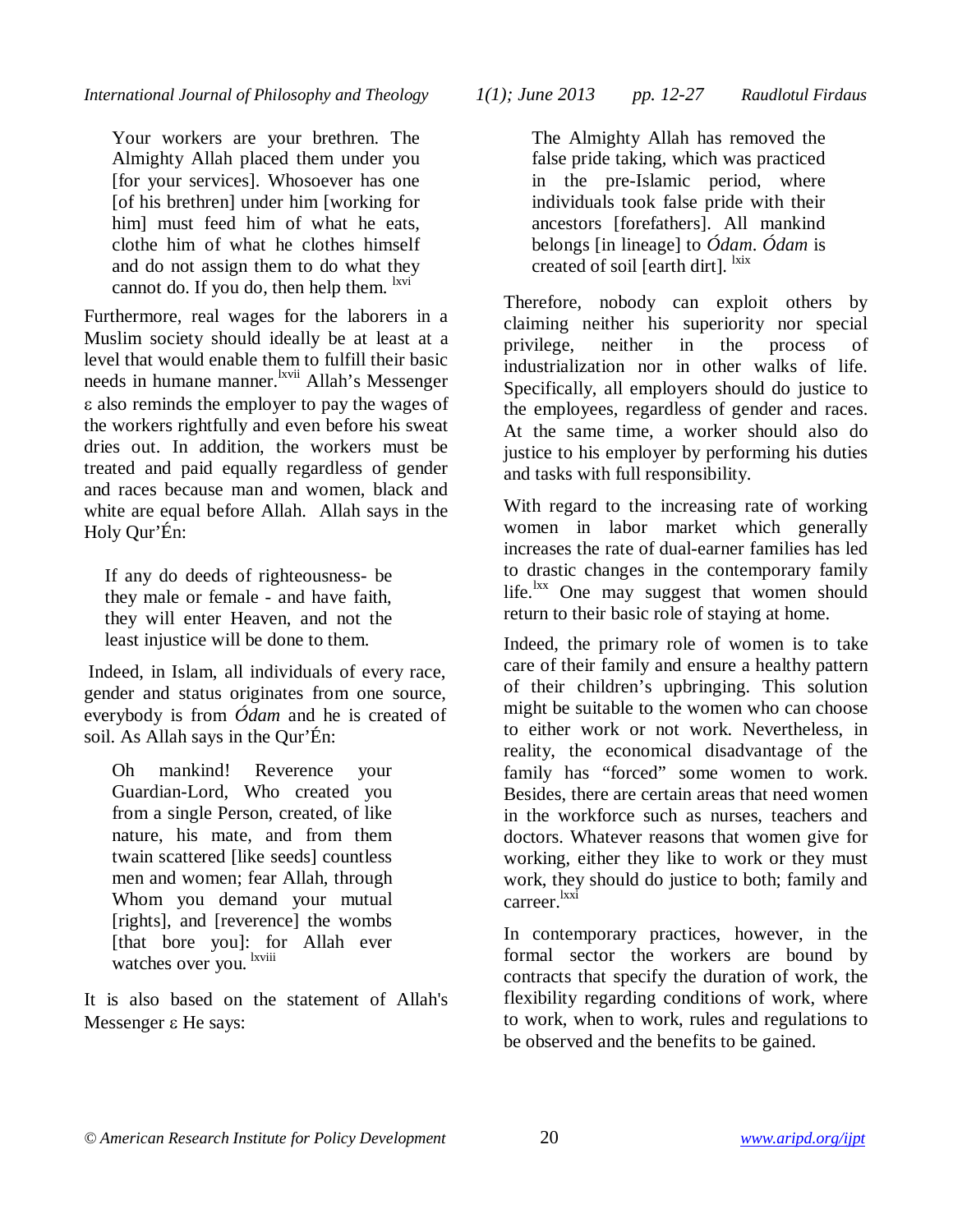> Your workers are your brethren. The Almighty Allah placed them under you [for your services]. Whosoever has one [of his brethren] under him [working for him] must feed him of what he eats, clothe him of what he clothes himself and do not assign them to do what they cannot do. If you do, then help them. [lxvi]

Furthermore, real wages for the laborers in a Muslim society should ideally be at least at a level that would enable them to fulfill their basic needs in humane manner.[lxvii] Allah's Messenger ε also reminds the employer to pay the wages of the workers rightfully and even before his sweat dries out. In addition, the workers must be treated and paid equally regardless of gender and races because man and women, black and white are equal before Allah. Allah says in the Holy Qur'Én:

> If any do deeds of righteousness- be they male or female - and have faith, they will enter Heaven, and not the least injustice will be done to them.

Indeed, in Islam, all individuals of every race, gender and status originates from one source, everybody is from *Ódam* and he is created of soil. As Allah says in the Qur'Én:

> Oh mankind! Reverence your Guardian-Lord, Who created you from a single Person, created, of like nature, his mate, and from them twain scattered [like seeds] countless men and women; fear Allah, through Whom you demand your mutual [rights], and [reverence] the wombs [that bore you]: for Allah ever watches over you. [lxviii]

It is also based on the statement of Allah's Messenger ε He says:

> The Almighty Allah has removed the false pride taking, which was practiced in the pre-Islamic period, where individuals took false pride with their ancestors [forefathers]. All mankind belongs [in lineage] to *Ódam*. *Ódam* is created of soil [earth dirt]. [lxix]

Therefore, nobody can exploit others by claiming neither his superiority nor special privilege, neither in the process of industrialization nor in other walks of life. Specifically, all employers should do justice to the employees, regardless of gender and races. At the same time, a worker should also do justice to his employer by performing his duties and tasks with full responsibility.

With regard to the increasing rate of working women in labor market which generally increases the rate of dual-earner families has led to drastic changes in the contemporary family life.[lxx] One may suggest that women should return to their basic role of staying at home.

Indeed, the primary role of women is to take care of their family and ensure a healthy pattern of their children's upbringing. This solution might be suitable to the women who can choose to either work or not work. Nevertheless, in reality, the economical disadvantage of the family has "forced" some women to work. Besides, there are certain areas that need women in the workforce such as nurses, teachers and doctors. Whatever reasons that women give for working, either they like to work or they must work, they should do justice to both; family and carreer.[lxxi]

In contemporary practices, however, in the formal sector the workers are bound by contracts that specify the duration of work, the flexibility regarding conditions of work, where to work, when to work, rules and regulations to be observed and the benefits to be gained.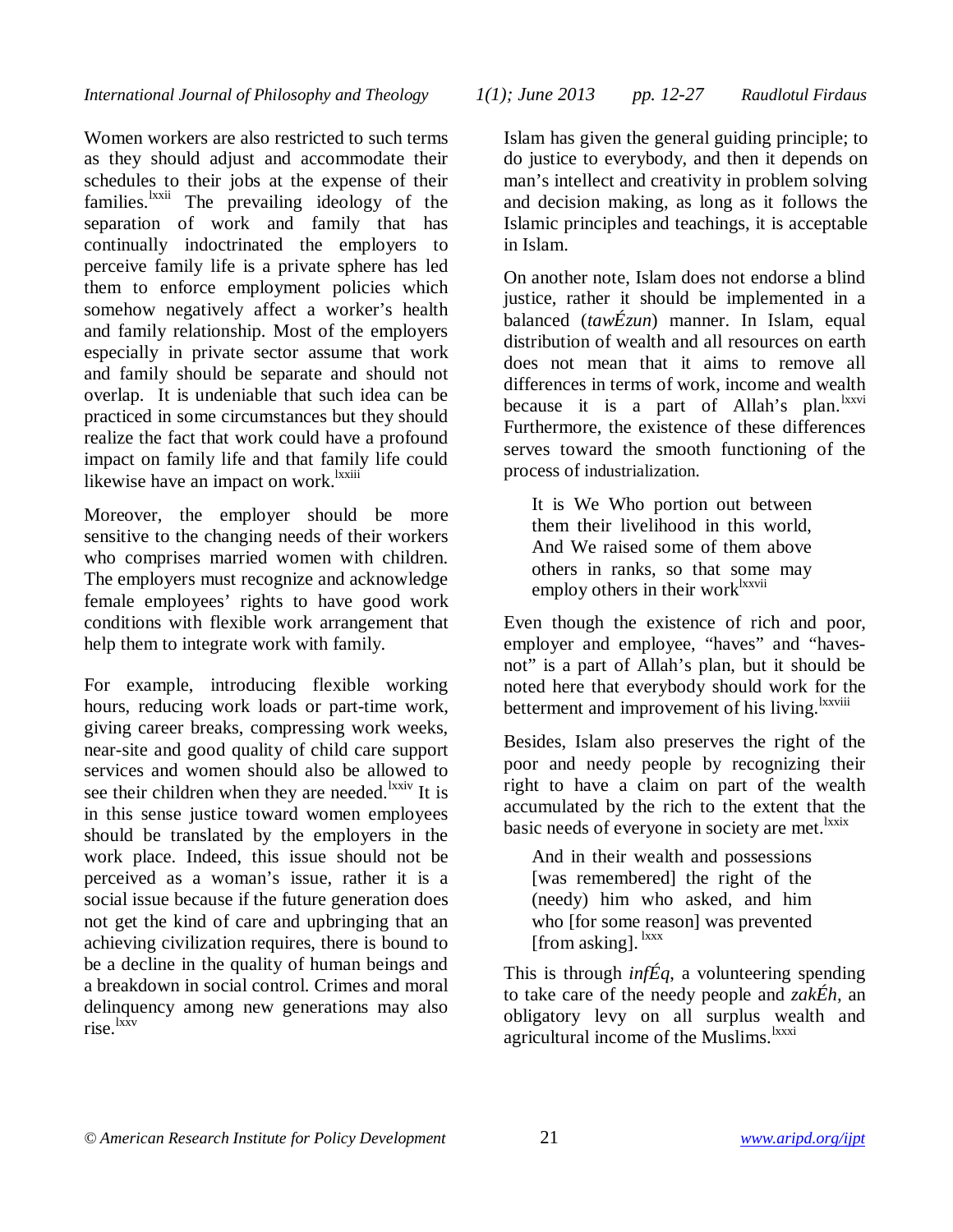Women workers are also restricted to such terms as they should adjust and accommodate their schedules to their jobs at the expense of their families.[lxxii] The prevailing ideology of the separation of work and family that has continually indoctrinated the employers to perceive family life is a private sphere has led them to enforce employment policies which somehow negatively affect a worker's health and family relationship. Most of the employers especially in private sector assume that work and family should be separate and should not overlap. It is undeniable that such idea can be practiced in some circumstances but they should realize the fact that work could have a profound impact on family life and that family life could likewise have an impact on work.[lxxiii]

Moreover, the employer should be more sensitive to the changing needs of their workers who comprises married women with children. The employers must recognize and acknowledge female employees' rights to have good work conditions with flexible work arrangement that help them to integrate work with family.

For example, introducing flexible working hours, reducing work loads or part-time work, giving career breaks, compressing work weeks, near-site and good quality of child care support services and women should also be allowed to see their children when they are needed.[lxxiv] It is in this sense justice toward women employees should be translated by the employers in the work place. Indeed, this issue should not be perceived as a woman's issue, rather it is a social issue because if the future generation does not get the kind of care and upbringing that an achieving civilization requires, there is bound to be a decline in the quality of human beings and a breakdown in social control. Crimes and moral delinquency among new generations may also rise.[lxxv]

Islam has given the general guiding principle; to do justice to everybody, and then it depends on man's intellect and creativity in problem solving and decision making, as long as it follows the Islamic principles and teachings, it is acceptable in Islam.

On another note, Islam does not endorse a blind justice, rather it should be implemented in a balanced (*tawÉzun*) manner. In Islam, equal distribution of wealth and all resources on earth does not mean that it aims to remove all differences in terms of work, income and wealth because it is a part of Allah's plan.[lxxvi] Furthermore, the existence of these differences serves toward the smooth functioning of the process of industrialization.

> It is We Who portion out between them their livelihood in this world, And We raised some of them above others in ranks, so that some may employ others in their work[lxxvii]

Even though the existence of rich and poor, employer and employee, "haves" and "haves-not" is a part of Allah's plan, but it should be noted here that everybody should work for the betterment and improvement of his living.[lxxviii]

Besides, Islam also preserves the right of the poor and needy people by recognizing their right to have a claim on part of the wealth accumulated by the rich to the extent that the basic needs of everyone in society are met.[lxxix]

> And in their wealth and possessions [was remembered] the right of the (needy) him who asked, and him who [for some reason] was prevented [from asking]. [lxxx]

This is through *infÉq*, a volunteering spending to take care of the needy people and *zakÉh*, an obligatory levy on all surplus wealth and agricultural income of the Muslims.[lxxxi]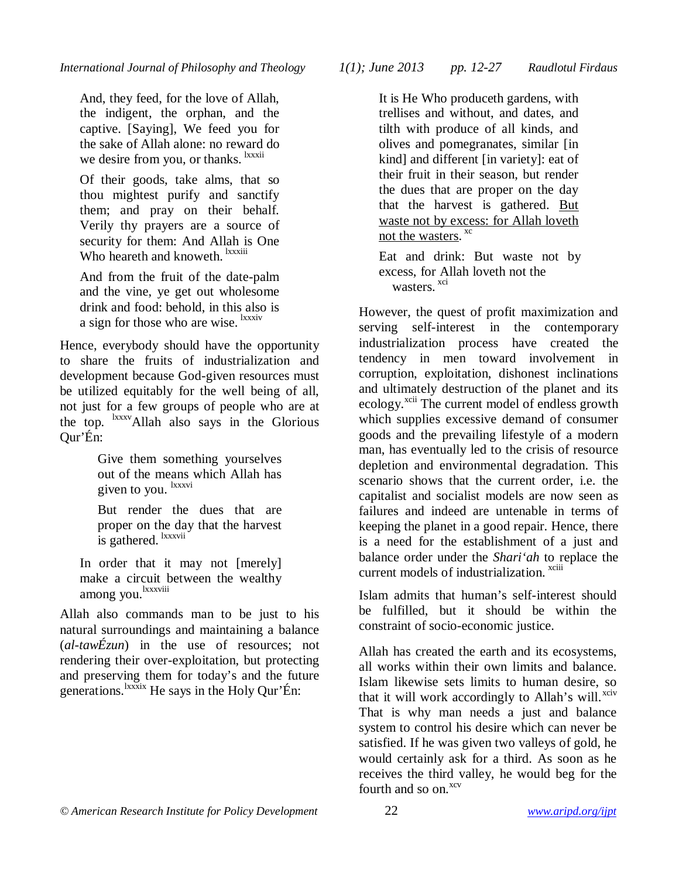> And, they feed, for the love of Allah, the indigent, the orphan, and the captive. [Saying], We feed you for the sake of Allah alone: no reward do we desire from you, or thanks. [lxxxii]

> Of their goods, take alms, that so thou mightest purify and sanctify them; and pray on their behalf. Verily thy prayers are a source of security for them: And Allah is One Who heareth and knoweth. [lxxxiii]

> And from the fruit of the date-palm and the vine, ye get out wholesome drink and food: behold, in this also is a sign for those who are wise. [lxxxiv]

Hence, everybody should have the opportunity to share the fruits of industrialization and development because God-given resources must be utilized equitably for the well being of all, not just for a few groups of people who are at the top. [lxxxv] Allah also says in the Glorious Qur'Én:

> Give them something yourselves out of the means which Allah has given to you. [lxxxvi]

> But render the dues that are proper on the day that the harvest is gathered. [lxxxvii]

> In order that it may not [merely] make a circuit between the wealthy among you. [lxxxviii]

Allah also commands man to be just to his natural surroundings and maintaining a balance (*al-tawÉzun*) in the use of resources; not rendering their over-exploitation, but protecting and preserving them for today's and the future generations. [lxxxix] He says in the Holy Qur'Én:

> It is He Who produceth gardens, with trellises and without, and dates, and tilth with produce of all kinds, and olives and pomegranates, similar [in kind] and different [in variety]: eat of their fruit in their season, but render the dues that are proper on the day that the harvest is gathered. <u>But waste not by excess: for Allah loveth not the wasters</u>. [xc]

> Eat and drink: But waste not by excess, for Allah loveth not the wasters. [xci]

However, the quest of profit maximization and serving self-interest in the contemporary industrialization process have created the tendency in men toward involvement in corruption, exploitation, dishonest inclinations and ultimately destruction of the planet and its ecology. [xcii] The current model of endless growth which supplies excessive demand of consumer goods and the prevailing lifestyle of a modern man, has eventually led to the crisis of resource depletion and environmental degradation. This scenario shows that the current order, i.e. the capitalist and socialist models are now seen as failures and indeed are untenable in terms of keeping the planet in a good repair. Hence, there is a need for the establishment of a just and balance order under the *Shari'ah* to replace the current models of industrialization. [xciii]

Islam admits that human's self-interest should be fulfilled, but it should be within the constraint of socio-economic justice.

Allah has created the earth and its ecosystems, all works within their own limits and balance. Islam likewise sets limits to human desire, so that it will work accordingly to Allah's will. [xciv] That is why man needs a just and balance system to control his desire which can never be satisfied. If he was given two valleys of gold, he would certainly ask for a third. As soon as he receives the third valley, he would beg for the fourth and so on. [xcv]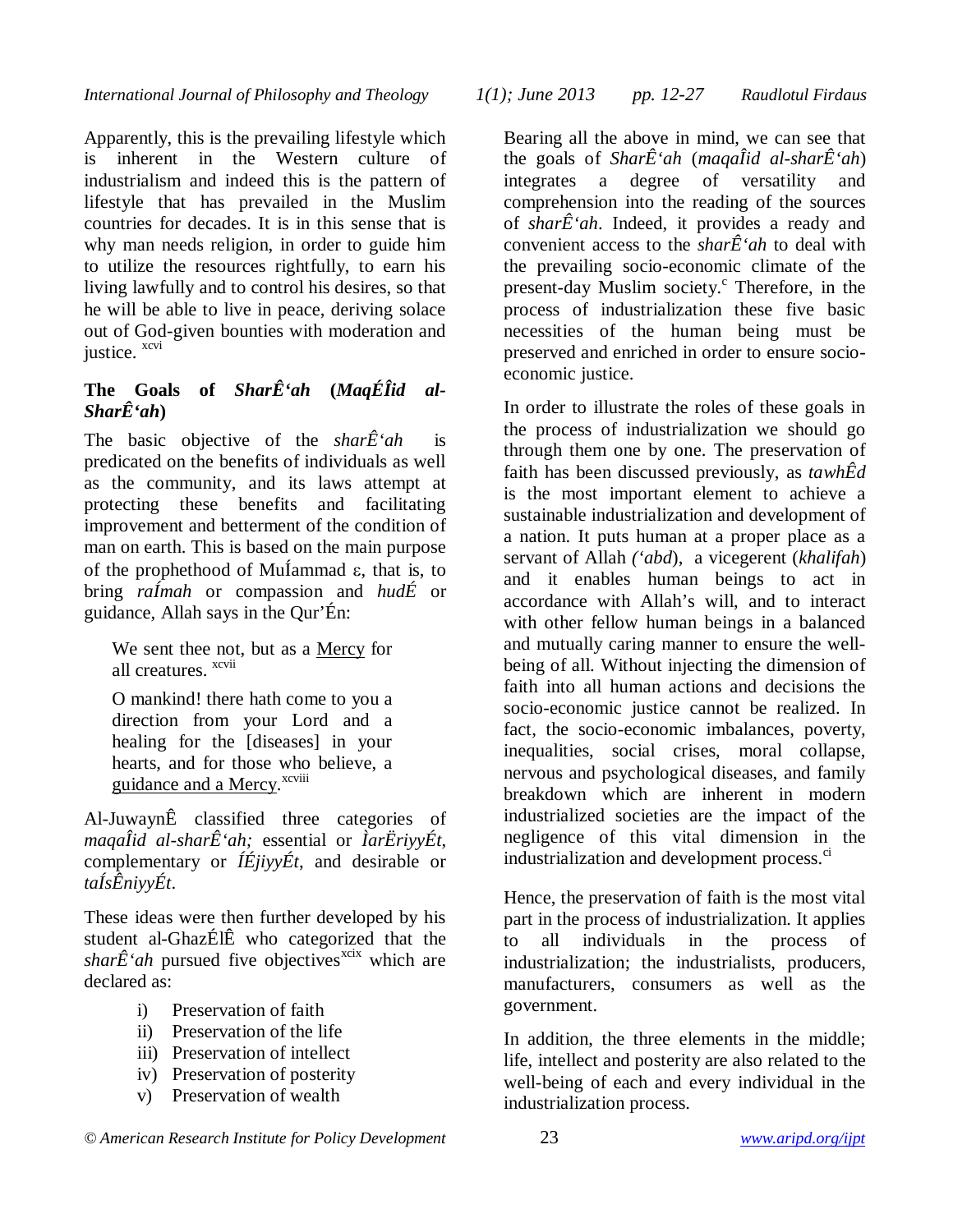Apparently, this is the prevailing lifestyle which is inherent in the Western culture of industrialism and indeed this is the pattern of lifestyle that has prevailed in the Muslim countries for decades. It is in this sense that is why man needs religion, in order to guide him to utilize the resources rightfully, to earn his living lawfully and to control his desires, so that he will be able to live in peace, deriving solace out of God-given bounties with moderation and justice. [xcvi]

**The Goals of *SharÊ'ah* (*MaqÉÎid al-SharÊ'ah*)**

The basic objective of the *sharÊ'ah* is predicated on the benefits of individuals as well as the community, and its laws attempt at protecting these benefits and facilitating improvement and betterment of the condition of man on earth. This is based on the main purpose of the prophethood of MuÍammad ε, that is, to bring *raÍmah* or compassion and *hudÉ* or guidance, Allah says in the Qur'Én:

> We sent thee not, but as a Mercy for all creatures. [xcvii]
>
> O mankind! there hath come to you a direction from your Lord and a healing for the [diseases] in your hearts, and for those who believe, a guidance and a Mercy.[xcviii]

Al-JuwaynÊ classified three categories of *maqaÎid al-sharÊ'ah;* essential or *ÌarËriyyÉt*, complementary or *ÍÉjiyyÉt*, and desirable or *taÍsÊniyyÉt*.

These ideas were then further developed by his student al-GhazÉlÊ who categorized that the *sharÊ'ah* pursued five objectives[xcix] which are declared as:

i) Preservation of faith
ii) Preservation of the life
iii) Preservation of intellect
iv) Preservation of posterity
v) Preservation of wealth

Bearing all the above in mind, we can see that the goals of *SharÊ'ah* (*maqaÎid al-sharÊ'ah*) integrates a degree of versatility and comprehension into the reading of the sources of *sharÊ'ah*. Indeed, it provides a ready and convenient access to the *sharÊ'ah* to deal with the prevailing socio-economic climate of the present-day Muslim society.[c] Therefore, in the process of industrialization these five basic necessities of the human being must be preserved and enriched in order to ensure socio-economic justice.

In order to illustrate the roles of these goals in the process of industrialization we should go through them one by one. The preservation of faith has been discussed previously, as *tawhÊd* is the most important element to achieve a sustainable industrialization and development of a nation. It puts human at a proper place as a servant of Allah *('abd*), a vicegerent (*khalifah*) and it enables human beings to act in accordance with Allah's will, and to interact with other fellow human beings in a balanced and mutually caring manner to ensure the well-being of all. Without injecting the dimension of faith into all human actions and decisions the socio-economic justice cannot be realized. In fact, the socio-economic imbalances, poverty, inequalities, social crises, moral collapse, nervous and psychological diseases, and family breakdown which are inherent in modern industrialized societies are the impact of the negligence of this vital dimension in the industrialization and development process.[ci]

Hence, the preservation of faith is the most vital part in the process of industrialization. It applies to all individuals in the process of industrialization; the industrialists, producers, manufacturers, consumers as well as the government.

In addition, the three elements in the middle; life, intellect and posterity are also related to the well-being of each and every individual in the industrialization process.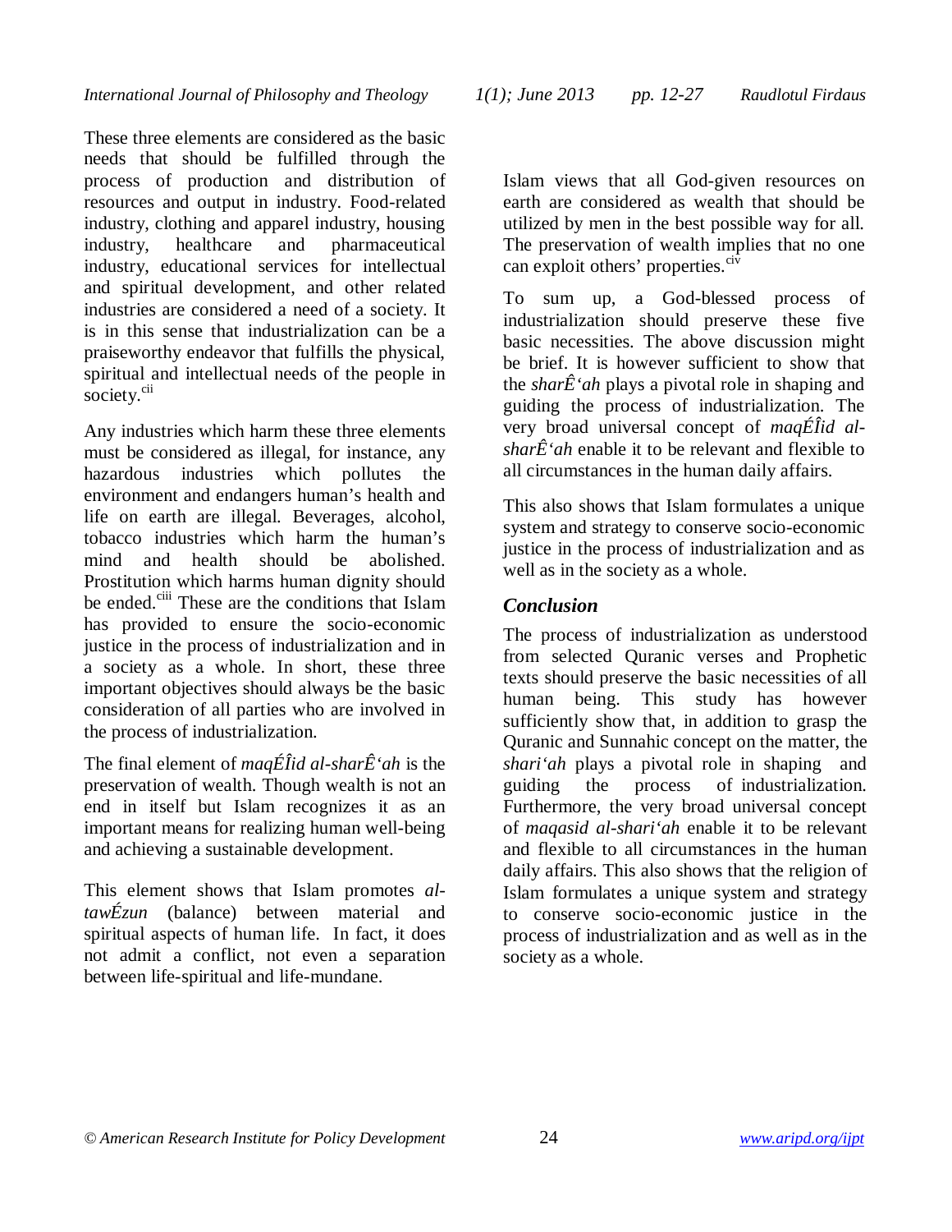These three elements are considered as the basic needs that should be fulfilled through the process of production and distribution of resources and output in industry. Food-related industry, clothing and apparel industry, housing industry, healthcare and pharmaceutical industry, educational services for intellectual and spiritual development, and other related industries are considered a need of a society. It is in this sense that industrialization can be a praiseworthy endeavor that fulfills the physical, spiritual and intellectual needs of the people in society.[cii]

Any industries which harm these three elements must be considered as illegal, for instance, any hazardous industries which pollutes the environment and endangers human's health and life on earth are illegal. Beverages, alcohol, tobacco industries which harm the human's mind and health should be abolished. Prostitution which harms human dignity should be ended.[ciii] These are the conditions that Islam has provided to ensure the socio-economic justice in the process of industrialization and in a society as a whole. In short, these three important objectives should always be the basic consideration of all parties who are involved in the process of industrialization.

The final element of *maqÉÎid al-sharÊ'ah* is the preservation of wealth. Though wealth is not an end in itself but Islam recognizes it as an important means for realizing human well-being and achieving a sustainable development.

This element shows that Islam promotes *al-tawÉzun* (balance) between material and spiritual aspects of human life. In fact, it does not admit a conflict, not even a separation between life-spiritual and life-mundane.

Islam views that all God-given resources on earth are considered as wealth that should be utilized by men in the best possible way for all. The preservation of wealth implies that no one can exploit others' properties.[civ]

To sum up, a God-blessed process of industrialization should preserve these five basic necessities. The above discussion might be brief. It is however sufficient to show that the *sharÊ'ah* plays a pivotal role in shaping and guiding the process of industrialization. The very broad universal concept of *maqÉÎid al-sharÊ'ah* enable it to be relevant and flexible to all circumstances in the human daily affairs.

This also shows that Islam formulates a unique system and strategy to conserve socio-economic justice in the process of industrialization and as well as in the society as a whole.

### *Conclusion*

The process of industrialization as understood from selected Quranic verses and Prophetic texts should preserve the basic necessities of all human being. This study has however sufficiently show that, in addition to grasp the Quranic and Sunnahic concept on the matter, the *shari'ah* plays a pivotal role in shaping and guiding the process of industrialization. Furthermore, the very broad universal concept of *maqasid al-shari'ah* enable it to be relevant and flexible to all circumstances in the human daily affairs. This also shows that the religion of Islam formulates a unique system and strategy to conserve socio-economic justice in the process of industrialization and as well as in the society as a whole.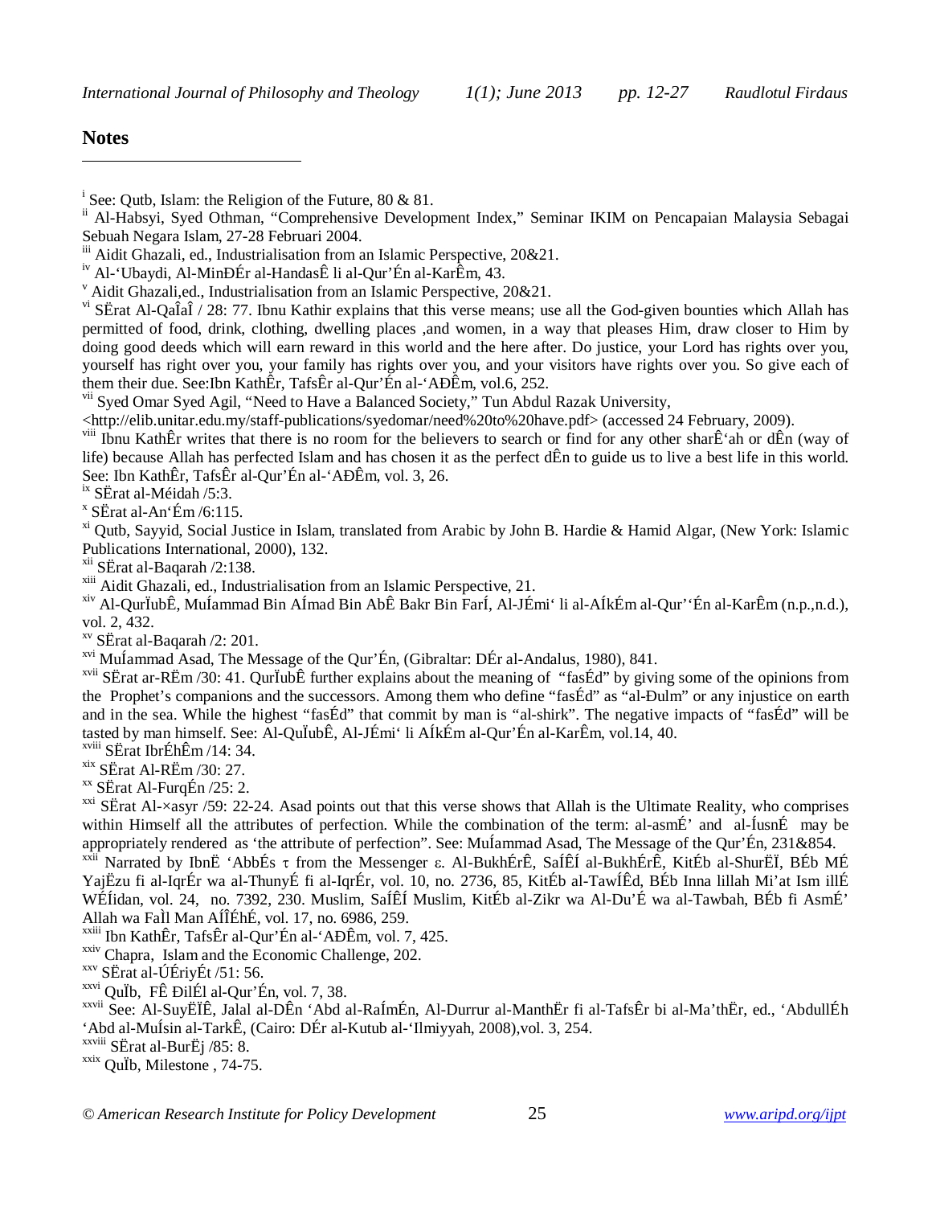## Notes

[i] See: Qutb, Islam: the Religion of the Future, 80 & 81.

[ii] Al-Habsyi, Syed Othman, "Comprehensive Development Index," Seminar IKIM on Pencapaian Malaysia Sebagai Sebuah Negara Islam, 27-28 Februari 2004.

[iii] Aidit Ghazali, ed., Industrialisation from an Islamic Perspective, 20&21.

[iv] Al-'Ubaydi, Al-MinÐÉr al-HandasÊ li al-Qur'Én al-KarÊm, 43.

[v] Aidit Ghazali,ed., Industrialisation from an Islamic Perspective, 20&21.

[vi] SËrat Al-QaÎaÎ / 28: 77. Ibnu Kathir explains that this verse means; use all the God-given bounties which Allah has permitted of food, drink, clothing, dwelling places ,and women, in a way that pleases Him, draw closer to Him by doing good deeds which will earn reward in this world and the here after. Do justice, your Lord has rights over you, yourself has right over you, your family has rights over you, and your visitors have rights over you. So give each of them their due. See:Ibn KathÊr, TafsÊr al-Qur'Én al-'AÐÊm, vol.6, 252.

[vii] Syed Omar Syed Agil, "Need to Have a Balanced Society," Tun Abdul Razak University, <http://elib.unitar.edu.my/staff-publications/syedomar/need%20to%20have.pdf> (accessed 24 February, 2009).

[viii] Ibnu KathÊr writes that there is no room for the believers to search or find for any other sharÊ'ah or dÊn (way of life) because Allah has perfected Islam and has chosen it as the perfect dÊn to guide us to live a best life in this world. See: Ibn KathÊr, TafsÊr al-Qur'Én al-'AÐÊm, vol. 3, 26.

[ix] SËrat al-Méidah /5:3.

[x] SËrat al-An'Ém /6:115.

[xi] Qutb, Sayyid, Social Justice in Islam, translated from Arabic by John B. Hardie & Hamid Algar, (New York: Islamic Publications International, 2000), 132.

[xii] SËrat al-Baqarah /2:138.

[xiii] Aidit Ghazali, ed., Industrialisation from an Islamic Perspective, 21.

[xiv] Al-QurÏubÊ, MuÍammad Bin AÍmad Bin AbÊ Bakr Bin FarÍ, Al-JÉmi' li al-AÍkÉm al-Qur''Én al-KarÊm (n.p.,n.d.), vol. 2, 432.

[xv] SËrat al-Baqarah /2: 201.

[xvi] MuÍammad Asad, The Message of the Qur'Én, (Gibraltar: DÉr al-Andalus, 1980), 841.

[xvii] SËrat ar-RËm /30: 41. QurÏubÊ further explains about the meaning of "fasÉd" by giving some of the opinions from the Prophet's companions and the successors. Among them who define "fasÉd" as "al-Ðulm" or any injustice on earth and in the sea. While the highest "fasÉd" that commit by man is "al-shirk". The negative impacts of "fasÉd" will be tasted by man himself. See: Al-QuÏubÊ, Al-JÉmi' li AÍkÉm al-Qur'Én al-KarÊm, vol.14, 40.

[xviii] SËrat IbrÉhÊm /14: 34.

[xix] SËrat Al-RËm /30: 27.

[xx] SËrat Al-FurqÉn /25: 2.

[xxi] SËrat Al-×asyr /59: 22-24. Asad points out that this verse shows that Allah is the Ultimate Reality, who comprises within Himself all the attributes of perfection. While the combination of the term: al-asmÉ' and al-ÍusnÉ may be appropriately rendered as 'the attribute of perfection". See: MuÍammad Asad, The Message of the Qur'Én, 231&854.

[xxii] Narrated by IbnË 'AbbÉs τ from the Messenger ε. Al-BukhÉrÊ, SaÍÊÍ al-BukhÉrÊ, KitÉb al-ShurËÏ, BÉb MÉ YajËzu fi al-IqrÉr wa al-ThunyÉ fi al-IqrÉr, vol. 10, no. 2736, 85, KitÉb al-TawÍÊd, BÉb Inna lillah Mi'at Ism illÉ WÉÍidan, vol. 24, no. 7392, 230. Muslim, SaÍÊÍ Muslim, KitÉb al-Zikr wa Al-Du'É wa al-Tawbah, BÉb fi AsmÉ' Allah wa FaÌl Man AÍÎÉhÉ, vol. 17, no. 6986, 259.

[xxiii] Ibn KathÊr, TafsÊr al-Qur'Én al-'AÐÊm, vol. 7, 425.

[xxiv] Chapra, Islam and the Economic Challenge, 202.

[xxv] SËrat al-ÚÉriyÉt /51: 56.

[xxvi] QuÏb, FÊ ÐilÉl al-Qur'Én, vol. 7, 38.

[xxvii] See: Al-SuyËÏÊ, Jalal al-DÊn 'Abd al-RaÍmÉn, Al-Durrur al-ManthËr fi al-TafsÊr bi al-Ma'thËr, ed., 'AbdullÉh 'Abd al-MuÍsin al-TarkÊ, (Cairo: DÉr al-Kutub al-'Ilmiyyah, 2008),vol. 3, 254.

[xxviii] SËrat al-BurËj /85: 8.

[xxix] QuÏb, Milestone , 74-75.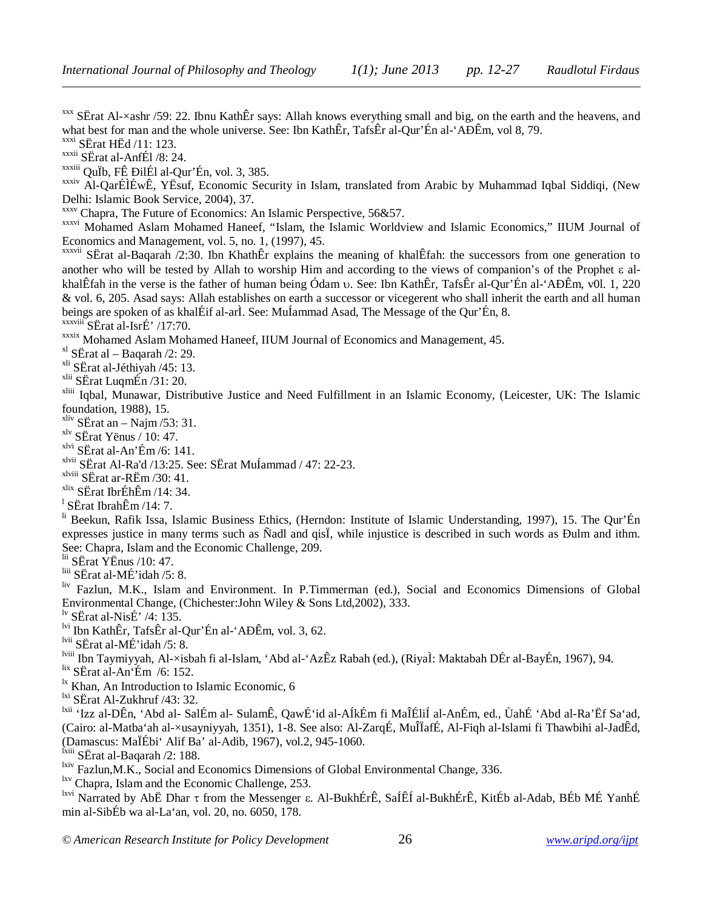[xxx] SËrat Al-×ashr /59: 22. Ibnu KathÊr says: Allah knows everything small and big, on the earth and the heavens, and what best for man and the whole universe. See: Ibn KathÊr, TafsÊr al-Qur'Én al-'AÐÊm, vol 8, 79.

[xxxi] SËrat HËd /11: 123.

[xxxii] SËrat al-AnfÉl /8: 24.

[xxxiii] QuÏb, FÊ ÐilÉl al-Qur'Én, vol. 3, 385.

[xxxiv] Al-QarÉÌÉwÊ, YËsuf, Economic Security in Islam, translated from Arabic by Muhammad Iqbal Siddiqi, (New Delhi: Islamic Book Service, 2004), 37.

[xxxv] Chapra, The Future of Economics: An Islamic Perspective, 56&57.

[xxxvi] Mohamed Aslam Mohamed Haneef, "Islam, the Islamic Worldview and Islamic Economics," IIUM Journal of Economics and Management, vol. 5, no. 1, (1997), 45.

[xxxvii] SËrat al-Baqarah /2:30. Ibn KhathÊr explains the meaning of khalÊfah: the successors from one generation to another who will be tested by Allah to worship Him and according to the views of companion's of the Prophet ε al-khalÊfah in the verse is the father of human being Ódam υ. See: Ibn KathÊr, TafsÊr al-Qur'Én al-'AÐÊm, v0l. 1, 220 & vol. 6, 205. Asad says: Allah establishes on earth a successor or vicegerent who shall inherit the earth and all human beings are spoken of as khalÉif al-arÌ. See: MuÍammad Asad, The Message of the Qur'Én, 8.

[xxxviii] SËrat al-IsrÉ' /17:70.

[xxxix] Mohamed Aslam Mohamed Haneef, IIUM Journal of Economics and Management, 45.

[xl] SËrat al – Baqarah /2: 29.

[xli] SËrat al-Jéthiyah /45: 13.

[xlii] SËrat LuqmÉn /31: 20.

[xliii] Iqbal, Munawar, Distributive Justice and Need Fulfillment in an Islamic Economy, (Leicester, UK: The Islamic foundation, 1988), 15.

[xliv] SËrat an – Najm /53: 31.

[xlv] SËrat Yënus / 10: 47.

[xlvi] SËrat al-An'Ém /6: 141.

[xlvii] SËrat Al-Ra'd /13:25. See: SËrat MuÍammad / 47: 22-23.

[xlviii] SËrat ar-RËm /30: 41.

[xlix] SËrat IbrÉhÊm /14: 34.

[l] SËrat IbrahÊm /14: 7.

[li] Beekun, Rafik Issa, Islamic Business Ethics, (Herndon: Institute of Islamic Understanding, 1997), 15. The Qur'Én expresses justice in many terms such as Ñadl and qisÏ, while injustice is described in such words as Ðulm and ithm. See: Chapra, Islam and the Economic Challenge, 209.

[lii] SËrat YËnus /10: 47.

[liii] SËrat al-MÉ'idah /5: 8.

[liv] Fazlun, M.K., Islam and Environment. In P.Timmerman (ed.), Social and Economics Dimensions of Global Environmental Change, (Chichester:John Wiley & Sons Ltd,2002), 333.

[lv] SËrat al-NisÉ' /4: 135.

[lvi] Ibn KathÊr, TafsÊr al-Qur'Én al-'AÐÊm, vol. 3, 62.

[lvii] SËrat al-MÉ'idah /5: 8.

[lviii] Ibn Taymiyyah, Al-×isbah fi al-Islam, 'Abd al-'AzÊz Rabah (ed.), (RiyaÌ: Maktabah DÉr al-BayÉn, 1967), 94.

[lix] SËrat al-An'Ém /6: 152.

[lx] Khan, An Introduction to Islamic Economic, 6

[lxi] SËrat Al-Zukhruf /43: 32.

[lxii] 'Izz al-DÊn, 'Abd al- SalÉm al- SulamÊ, QawÉ'id al-AÍkÉm fi MaÎÉliÍ al-AnÉm, ed., ÙahÉ 'Abd al-Ra'Ëf Sa'ad, (Cairo: al-Matba'ah al-×usayniyyah, 1351), 1-8. See also: Al-ZarqÉ, MuÎÏafÉ, Al-Fiqh al-Islami fi Thawbihi al-JadÊd, (Damascus: MaÏÉbi' Alif Ba' al-Adib, 1967), vol.2, 945-1060.

[lxiii] SËrat al-Baqarah /2: 188.

[lxiv] Fazlun,M.K., Social and Economics Dimensions of Global Environmental Change, 336.

[lxv] Chapra, Islam and the Economic Challenge, 253.

[lxvi] Narrated by AbË Dhar τ from the Messenger ε. Al-BukhÉrÊ, SaÍÊÍ al-BukhÉrÊ, KitÉb al-Adab, BÉb MÉ YanhÉ min al-SibÉb wa al-La'an, vol. 20, no. 6050, 178.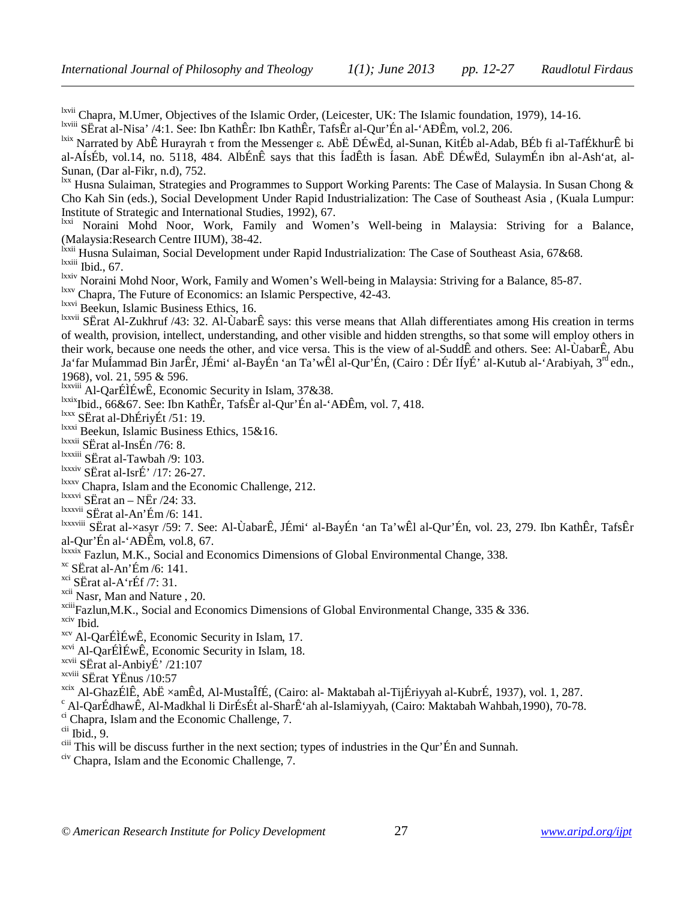[lxvii] Chapra, M.Umer, Objectives of the Islamic Order, (Leicester, UK: The Islamic foundation, 1979), 14-16.
[lxviii] SËrat al-Nisa' /4:1. See: Ibn KathÊr: Ibn KathÊr, TafsÊr al-Qur'Én al-'AÐÊm, vol.2, 206.
[lxix] Narrated by AbÊ Hurayrah τ from the Messenger ε. AbË DÉwËd, al-Sunan, KitÉb al-Adab, BÉb fi al-TafÉkhurÊ bi al-AÍsÉb, vol.14, no. 5118, 484. AlbÉnÊ says that this ÍadÊth is Íasan. AbË DÉwËd, SulaymÉn ibn al-Ash'at, al-Sunan, (Dar al-Fikr, n.d), 752.
[lxx] Husna Sulaiman, Strategies and Programmes to Support Working Parents: The Case of Malaysia. In Susan Chong & Cho Kah Sin (eds.), Social Development Under Rapid Industrialization: The Case of Southeast Asia , (Kuala Lumpur: Institute of Strategic and International Studies, 1992), 67.
[lxxi] Noraini Mohd Noor, Work, Family and Women's Well-being in Malaysia: Striving for a Balance, (Malaysia:Research Centre IIUM), 38-42.
[lxxii] Husna Sulaiman, Social Development under Rapid Industrialization: The Case of Southeast Asia, 67&68.
[lxxiii] Ibid., 67.
[lxxiv] Noraini Mohd Noor, Work, Family and Women's Well-being in Malaysia: Striving for a Balance, 85-87.
[lxxv] Chapra, The Future of Economics: an Islamic Perspective, 42-43.
[lxxvi] Beekun, Islamic Business Ethics, 16.
[lxxvii] SËrat Al-Zukhruf /43: 32. Al-ÙabarÊ says: this verse means that Allah differentiates among His creation in terms of wealth, provision, intellect, understanding, and other visible and hidden strengths, so that some will employ others in their work, because one needs the other, and vice versa. This is the view of al-SuddÊ and others. See: Al-ÙabarÊ, Abu Ja'far MuÍammad Bin JarÊr, JÉmi' al-BayÉn 'an Ta'wÊl al-Qur'Én, (Cairo : DÉr IÍyÉ' al-Kutub al-'Arabiyah, 3rd edn., 1968), vol. 21, 595 & 596.
[lxxviii] Al-QarÉÌÉwÊ, Economic Security in Islam, 37&38.
[lxxix] Ibid., 66&67. See: Ibn KathÊr, TafsÊr al-Qur'Én al-'AÐÊm, vol. 7, 418.
[lxxx] SËrat al-DhÉriyÉt /51: 19.
[lxxxi] Beekun, Islamic Business Ethics, 15&16.
[lxxxii] SËrat al-InsÉn /76: 8.
[lxxxiii] SËrat al-Tawbah /9: 103.
[lxxxiv] SËrat al-IsrÉ' /17: 26-27.
[lxxxv] Chapra, Islam and the Economic Challenge, 212.
[lxxxvi] SËrat an – NËr /24: 33.
[lxxxvii] SËrat al-An'Ém /6: 141.
[lxxxviii] SËrat al-×asyr /59: 7. See: Al-ÙabarÊ, JÉmi' al-BayÉn 'an Ta'wÊl al-Qur'Én, vol. 23, 279. Ibn KathÊr, TafsÊr al-Qur'Én al-'AÐÊm, vol.8, 67.
[lxxxix] Fazlun, M.K., Social and Economics Dimensions of Global Environmental Change, 338.
[xc] SËrat al-An'Ém /6: 141.
[xci] SËrat al-A'rÉf /7: 31.
[xcii] Nasr, Man and Nature , 20.
[xciii] Fazlun,M.K., Social and Economics Dimensions of Global Environmental Change, 335 & 336.
[xciv] Ibid.
[xcv] Al-QarÉÌÉwÊ, Economic Security in Islam, 17.
[xcvi] Al-QarÉÌÉwÊ, Economic Security in Islam, 18.
[xcvii] SËrat al-AnbiyÉ' /21:107
[xcviii] SËrat YËnus /10:57
[xcix] Al-GhazÉlÊ, AbË ×amÊd, Al-MustaÎfÉ, (Cairo: al- Maktabah al-TijÉriyyah al-KubrÉ, 1937), vol. 1, 287.
[c] Al-QarÉdhawÊ, Al-Madkhal li DirÉsÉt al-SharÊ'ah al-Islamiyyah, (Cairo: Maktabah Wahbah,1990), 70-78.
[ci] Chapra, Islam and the Economic Challenge, 7.
[cii] Ibid., 9.
[ciii] This will be discuss further in the next section; types of industries in the Qur'Én and Sunnah.
[civ] Chapra, Islam and the Economic Challenge, 7.